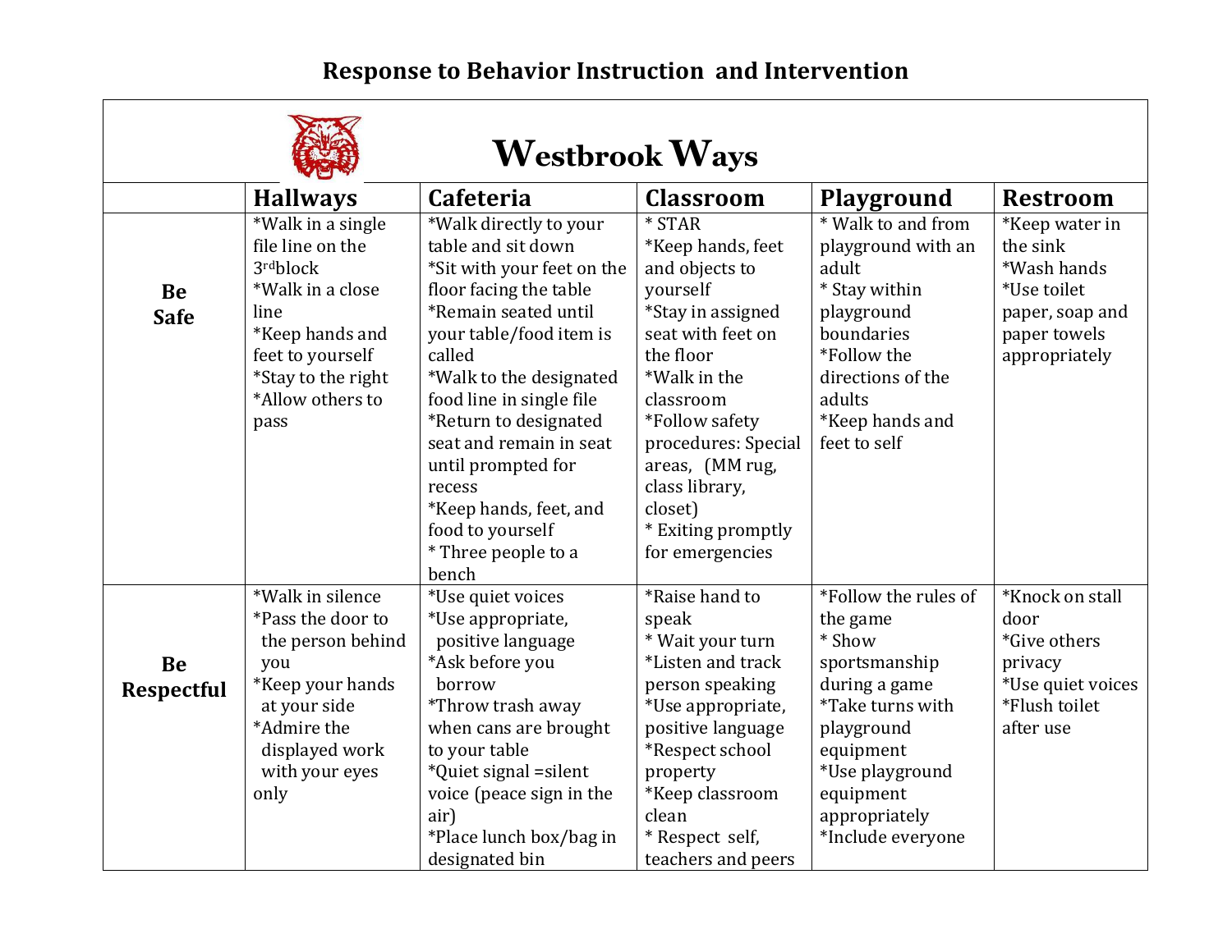# Response to Behavior Instruction and Intervention

## Westbrook Ways

| | Hallways | Cafeteria | Classroom | Playground | Restroom |
|---|---|---|---|---|---|
| **Be Safe** | *Walk in a single file line on the 3rd block<br>*Walk in a close line<br>*Keep hands and feet to yourself<br>*Stay to the right<br>*Allow others to pass | *Walk directly to your table and sit down<br>*Sit with your feet on the floor facing the table<br>*Remain seated until your table/food item is called<br>*Walk to the designated food line in single file<br>*Return to designated seat and remain in seat until prompted for recess<br>*Keep hands, feet, and food to yourself<br>* Three people to a bench | * STAR<br>*Keep hands, feet and objects to yourself<br>*Stay in assigned seat with feet on the floor<br>*Walk in the classroom<br>*Follow safety procedures: Special areas, (MM rug, class library, closet)<br>* Exiting promptly for emergencies | * Walk to and from playground with an adult<br>* Stay within playground boundaries<br>*Follow the directions of the adults<br>*Keep hands and feet to self | *Keep water in the sink<br>*Wash hands<br>*Use toilet paper, soap and paper towels appropriately |
| **Be Respectful** | *Walk in silence<br>*Pass the door to the person behind you<br>*Keep your hands at your side<br>*Admire the displayed work with your eyes only | *Use quiet voices<br>*Use appropriate, positive language<br>*Ask before you borrow<br>*Throw trash away when cans are brought to your table<br>*Quiet signal =silent voice (peace sign in the air)<br>*Place lunch box/bag in designated bin | *Raise hand to speak<br>* Wait your turn<br>*Listen and track person speaking<br>*Use appropriate, positive language<br>*Respect school property<br>*Keep classroom clean<br>* Respect self, teachers and peers | *Follow the rules of the game<br>* Show sportsmanship during a game<br>*Take turns with playground equipment<br>*Use playground equipment appropriately<br>*Include everyone | *Knock on stall door<br>*Give others privacy<br>*Use quiet voices<br>*Flush toilet after use |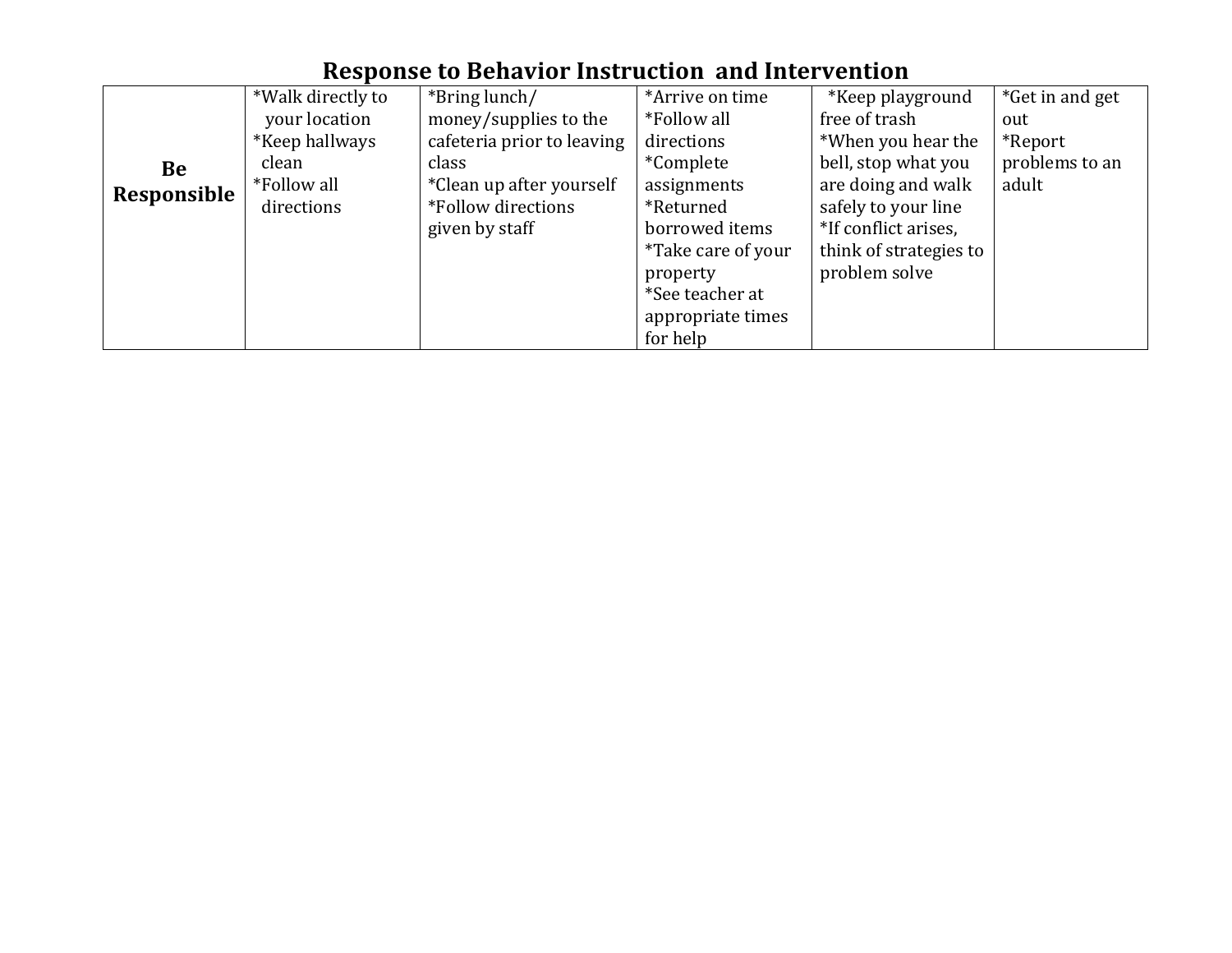# Response to Behavior Instruction and Intervention

| | | | | | |
|---|---|---|---|---|---|
| **Be Responsible** | *Walk directly to your location<br>*Keep hallways clean<br>*Follow all directions | *Bring lunch/ money/supplies to the cafeteria prior to leaving class<br>*Clean up after yourself<br>*Follow directions given by staff | *Arrive on time<br>*Follow all directions<br>*Complete assignments<br>*Returned borrowed items<br>*Take care of your property<br>*See teacher at appropriate times for help | *Keep playground free of trash<br>*When you hear the bell, stop what you are doing and walk safely to your line<br>*If conflict arises, think of strategies to problem solve | *Get in and get out<br>*Report problems to an adult |